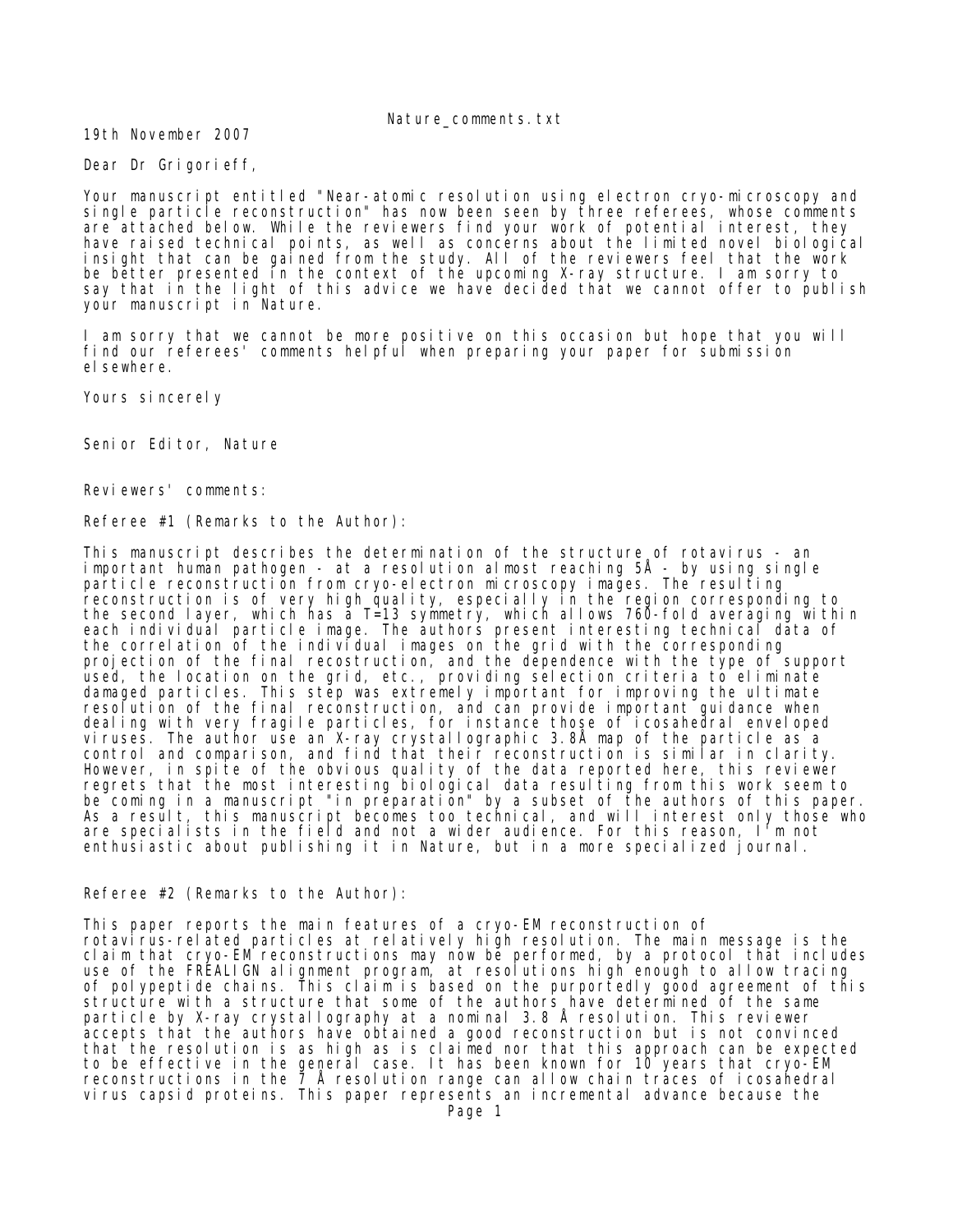19th November 2007

Dear Dr Grigorieff,

Your manuscript entitled "Near-atomic resolution using electron cryo-microscopy and single particle reconstruction" has now been seen by three referees, whose comments are attached below. While the reviewers find your work of potential interest, they have raised technical points, as well as concerns about the limited novel biological insight that can be gained from the study. All of the reviewers feel that the work be better presented in the context of the upcoming X-ray structure. I am sorry to say that in the light of this advice we have decided that we cannot offer to publish your manuscript in Nature.

I am sorry that we cannot be more positive on this occasion but hope that you will find our referees' comments helpful when preparing your paper for submission elsewhere.

Yours sincerely

Senior Editor, Nature

Reviewers' comments:

Referee #1 (Remarks to the Author):

This manuscript describes the determination of the structure of rotavirus - an important human pathogen - at a resolution almost reaching 5Å - by using single particle reconstruction from cryo-electron microscopy images. The resulting reconstruction is of very high quality, especially in the region corresponding to the second layer, which has a T=13 symmetry, which allows 760-fold averaging within each individual particle image. The authors present interesting technical data of the correlation of the individual images on the grid with the corresponding projection of the final recostruction, and the dependence with the type of support used, the location on the grid, etc., providing selection criteria to eliminate damaged particles. This step was extremely important for improving the ultimate resolution of the final reconstruction, and can provide important guidance when dealing with very fragile particles, for instance those of icosahedral enveloped viruses. The author use an X-ray crystallographic 3.8Å map of the particle as a control and comparison, and find that their reconstruction is similar in clarity. However, in spite of the obvious quality of the data reported here, this reviewer regrets that the most interesting biological data resulting from this work seem to be coming in a manuscript "in preparation" by a subset of the authors of this paper. As a result, this manuscript becomes too technical, and will interest only those who are specialists in the field and not a wider audience. For this reason, I'm not enthusiastic about publishing it in Nature, but in a more specialized journal.

Referee #2 (Remarks to the Author):

This paper reports the main features of a cryo-EM reconstruction of rotavirus-related particles at relatively high resolution. The main message is the claim that cryo-EM reconstructions may now be performed, by a protocol that includes use of the FREALIGN alignment program, at resolutions high enough to allow tracing of polypeptide chains. This claim is based on the purportedly good agreement of this structure with a structure that some of the authors have determined of the same particle by X-ray crystallography at a nominal 3.8 Å resolution. This reviewer accepts that the authors have obtained a good reconstruction but is not convinced that the resolution is as high as is claimed nor that this approach can be expected to be effective in the general case. It has been known for 10 years that cryo-EM reconstructions in the 7 Å resolution range can allow chain traces of icosahedral virus capsid proteins. This paper represents an incremental advance because the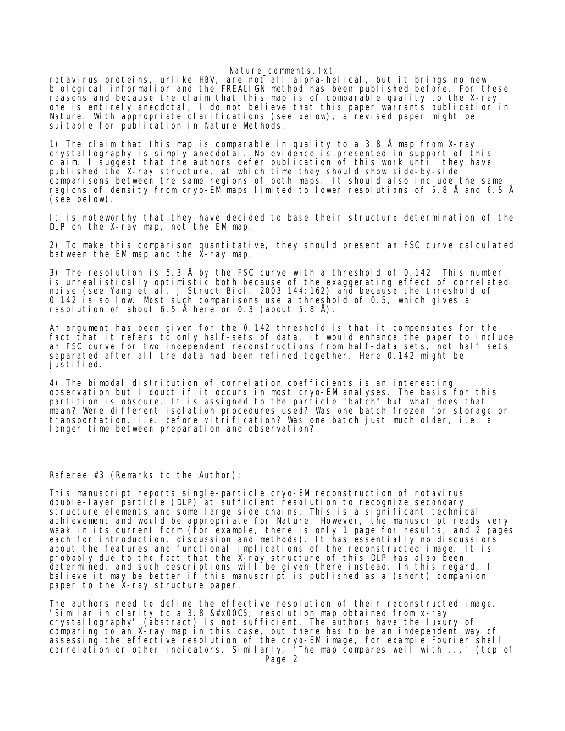rotavirus proteins, unlike HBV, are not all alpha-helical, but it brings no new biological information and the FREALIGN method has been published before. For these reasons and because the claim that this map is of comparable quality to the X-ray one is entirely anecdotal, I do not believe that this paper warrants publication in Nature. With appropriate clarifications (see below), a revised paper might be suitable for publication in Nature Methods.

1) The claim that this map is comparable in quality to a 3.8 Å map from X-ray crystallography is simply anecdotal. No evidence is presented in support of this claim. I suggest that the authors defer publication of this work until they have published the X-ray structure, at which time they should show side-by-side comparisons between the same regions of both maps. It should also include the same regions of density from cryo-EM maps limited to lower resolutions of 5.8 Å and 6.5 Å (see below).

It is noteworthy that they have decided to base their structure determination of the DLP on the X-ray map, not the EM map.

2) To make this comparison quantitative, they should present an FSC curve calculated between the EM map and the X-ray map.

3) The resolution is 5.3 Å by the FSC curve with a threshold of 0.142. This number is unrealistically optimistic both because of the exaggerating effect of correlated noise (see Yang et al, J Struct Biol. 2003 144:162) and because the threshold of 0.142 is so low. Most such comparisons use a threshold of 0.5, which gives a resolution of about 6.5 Å here or 0.3 (about 5.8 Å).

An argument has been given for the 0.142 threshold is that it compensates for the fact that it refers to only half-sets of data. It would enhance the paper to include an FSC curve for two independent reconstructions from half-data sets, not half sets separated after all the data had been refined together. Here 0.142 might be justified.

4) The bimodal distribution of correlation coefficients is an interesting observation but I doubt if it occurs in most cryo-EM analyses. The basis for this partition is obscure. It is assigned to the particle "batch" but what does that mean? Were different isolation procedures used? Was one batch frozen for storage or transportation, i.e. before vitrification? Was one batch just much older, i.e. a longer time between preparation and observation?

Referee #3 (Remarks to the Author):

This manuscript reports single-particle cryo-EM reconstruction of rotavirus double-layer particle (DLP) at sufficient resolution to recognize secondary structure elements and some large side chains. This is a significant technical achievement and would be appropriate for Nature. However, the manuscript reads very weak in its current form (for example, there is only 1 page for results, and 2 pages each for introduction, discussion and methods). It has essentially no discussions about the features and functional implications of the reconstructed image. It is probably due to the fact that the X-ray structure of this DLP has also been determined, and such descriptions will be given there instead. In this regard, I believe it may be better if this manuscript is published as a (short) companion paper to the X-ray structure paper.

The authors need to define the effective resolution of their reconstructed image. 'Similar in clarity to a 3.8 &#x00C5; resolution map obtained from x-ray crystallography' (abstract) is not sufficient. The authors have the luxury of comparing to an X-ray map in this case, but there has to be an independent way of assessing the effective resolution of the cryo-EM image, for example Fourier shell correlation or other indicators. Similarly, 'The map compares well with ...' (top of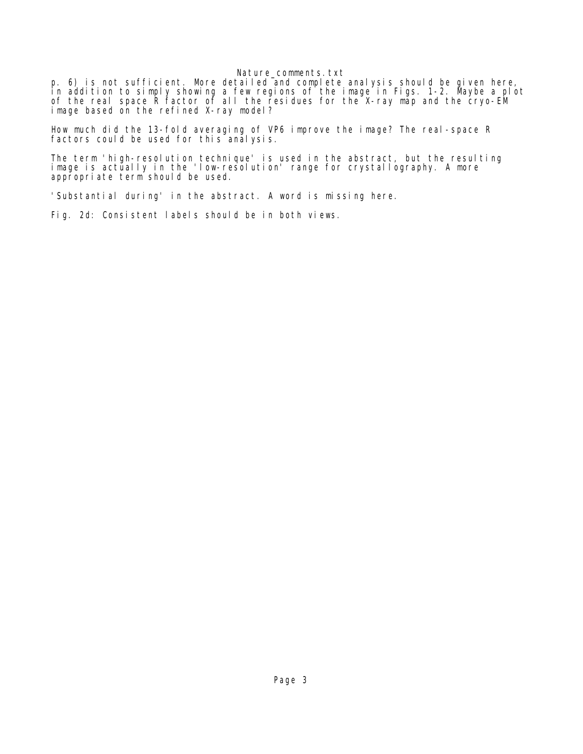p. 6) is not sufficient. More detailed and complete analysis should be given here, in addition to simply showing a few regions of the image in Figs. 1-2. Maybe a plot of the real space R factor of all the residues for the X-ray map and the cryo-EM image based on the refined X-ray model?

How much did the 13-fold averaging of VP6 improve the image? The real-space R factors could be used for this analysis.

The term 'high-resolution technique' is used in the abstract, but the resulting image is actually in the 'low-resolution' range for crystallography. A more appropriate term should be used.

'Substantial during' in the abstract. A word is missing here.

Fig. 2d: Consistent labels should be in both views.